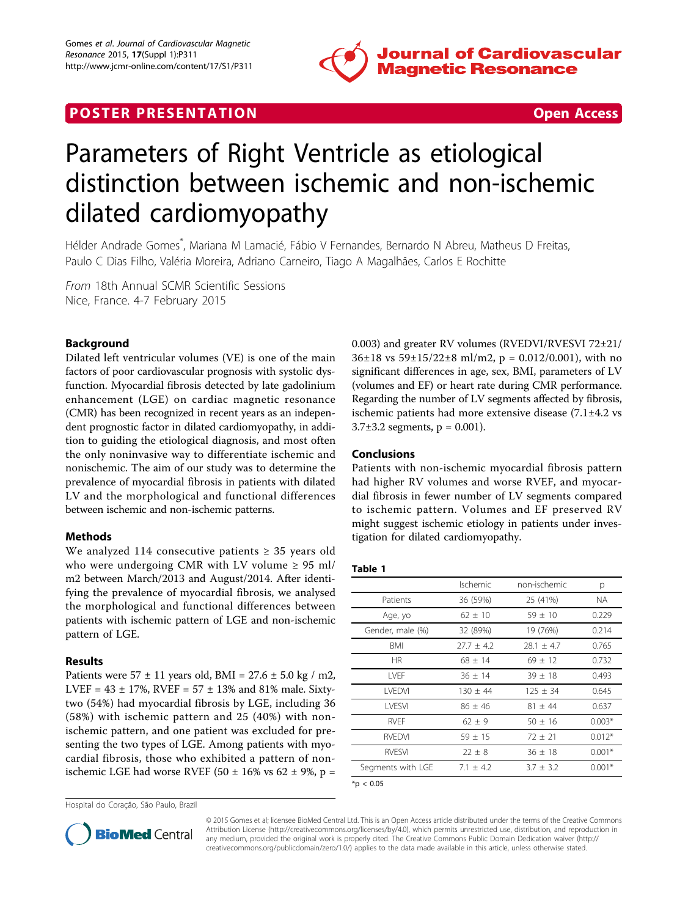POSTER PRESENTATION

Open Access

# Parameters of Right Ventricle as etiological distinction between ischemic and non-ischemic dilated cardiomyopathy

Hélder Andrade Gomes*, Mariana M Lamacié, Fábio V Fernandes, Bernardo N Abreu, Matheus D Freitas, Paulo C Dias Filho, Valéria Moreira, Adriano Carneiro, Tiago A Magalhães, Carlos E Rochitte

*From* 18th Annual SCMR Scientific Sessions
Nice, France. 4-7 February 2015

## Background

Dilated left ventricular volumes (VE) is one of the main factors of poor cardiovascular prognosis with systolic dysfunction. Myocardial fibrosis detected by late gadolinium enhancement (LGE) on cardiac magnetic resonance (CMR) has been recognized in recent years as an independent prognostic factor in dilated cardiomyopathy, in addition to guiding the etiological diagnosis, and most often the only noninvasive way to differentiate ischemic and nonischemic. The aim of our study was to determine the prevalence of myocardial fibrosis in patients with dilated LV and the morphological and functional differences between ischemic and non-ischemic patterns.

## Methods

We analyzed 114 consecutive patients ≥ 35 years old who were undergoing CMR with LV volume ≥ 95 ml/m2 between March/2013 and August/2014. After identifying the prevalence of myocardial fibrosis, we analysed the morphological and functional differences between patients with ischemic pattern of LGE and non-ischemic pattern of LGE.

## Results

Patients were 57 ± 11 years old, BMI = 27.6 ± 5.0 kg / m2, LVEF = 43 ± 17%, RVEF = 57 ± 13% and 81% male. Sixty-two (54%) had myocardial fibrosis by LGE, including 36 (58%) with ischemic pattern and 25 (40%) with non-ischemic pattern, and one patient was excluded for presenting the two types of LGE. Among patients with myocardial fibrosis, those who exhibited a pattern of non-ischemic LGE had worse RVEF (50 ± 16% vs 62 ± 9%, p = 0.003) and greater RV volumes (RVEDVI/RVESVI 72±21/36±18 vs 59±15/22±8 ml/m2, p = 0.012/0.001), with no significant differences in age, sex, BMI, parameters of LV (volumes and EF) or heart rate during CMR performance. Regarding the number of LV segments affected by fibrosis, ischemic patients had more extensive disease (7.1±4.2 vs 3.7±3.2 segments, p = 0.001).

## Conclusions

Patients with non-ischemic myocardial fibrosis pattern had higher RV volumes and worse RVEF, and myocardial fibrosis in fewer number of LV segments compared to ischemic pattern. Volumes and EF preserved RV might suggest ischemic etiology in patients under investigation for dilated cardiomyopathy.

**Table 1**

| | Ischemic | non-ischemic | p |
|---|---|---|---|
| Patients | 36 (59%) | 25 (41%) | NA |
| Age, yo | 62 ± 10 | 59 ± 10 | 0.229 |
| Gender, male (%) | 32 (89%) | 19 (76%) | 0.214 |
| BMI | 27.7 ± 4.2 | 28.1 ± 4.7 | 0.765 |
| HR | 68 ± 14 | 69 ± 12 | 0.732 |
| LVEF | 36 ± 14 | 39 ± 18 | 0.493 |
| LVEDVI | 130 ± 44 | 125 ± 34 | 0.645 |
| LVESVI | 86 ± 46 | 81 ± 44 | 0.637 |
| RVEF | 62 ± 9 | 50 ± 16 | 0.003* |
| RVEDVI | 59 ± 15 | 72 ± 21 | 0.012* |
| RVESVI | 22 ± 8 | 36 ± 18 | 0.001* |
| Segments with LGE | 7.1 ± 4.2 | 3.7 ± 3.2 | 0.001* |

*$p < 0.05$

Hospital do Coração, São Paulo, Brazil

© 2015 Gomes et al; licensee BioMed Central Ltd. This is an Open Access article distributed under the terms of the Creative Commons Attribution License (http://creativecommons.org/licenses/by/4.0), which permits unrestricted use, distribution, and reproduction in any medium, provided the original work is properly cited. The Creative Commons Public Domain Dedication waiver (http://creativecommons.org/publicdomain/zero/1.0/) applies to the data made available in this article, unless otherwise stated.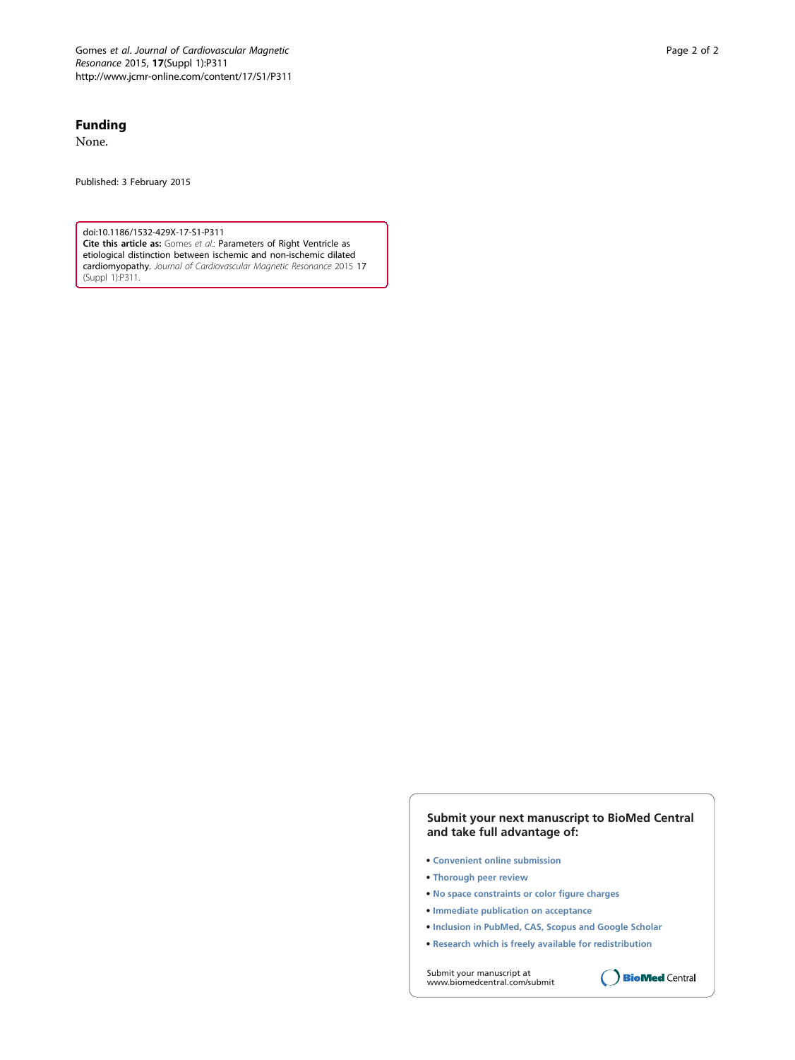## Funding

None.

Published: 3 February 2015

doi:10.1186/1532-429X-17-S1-P311

**Cite this article as:** Gomes *et al.*: Parameters of Right Ventricle as etiological distinction between ischemic and non-ischemic dilated cardiomyopathy. *Journal of Cardiovascular Magnetic Resonance* 2015 **17** (Suppl 1):P311.

**Submit your next manuscript to BioMed Central and take full advantage of:**

- **Convenient online submission**
- **Thorough peer review**
- **No space constraints or color figure charges**
- **Immediate publication on acceptance**
- **Inclusion in PubMed, CAS, Scopus and Google Scholar**
- **Research which is freely available for redistribution**

Submit your manuscript at www.biomedcentral.com/submit

BioMed Central